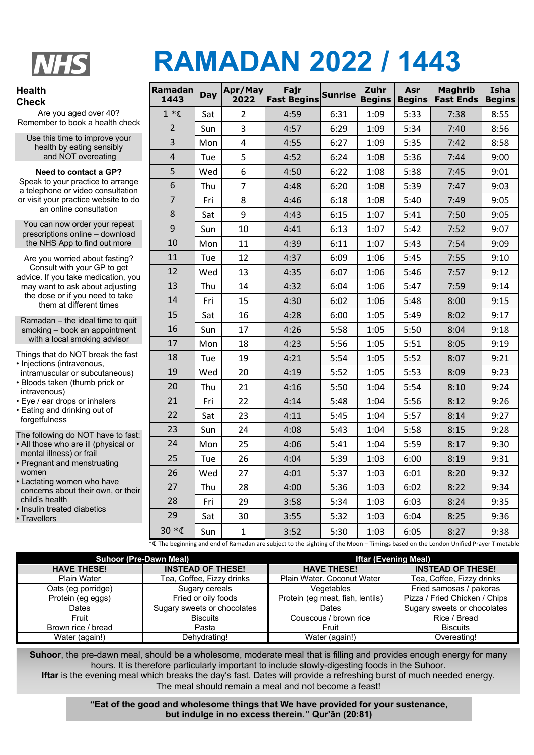NHS

# RAMADAN 2022 / 1443

## Health Check

Are you aged over 40? Remember to book a health check

Use this time to improve your health by eating sensibly and NOT overeating

**Need to contact a GP?**
Speak to your practice to arrange a telephone or video consultation or visit your practice website to do an online consultation

You can now order your repeat prescriptions online – download the NHS App to find out more

Are you worried about fasting? Consult with your GP to get advice. If you take medication, you may want to ask about adjusting the dose or if you need to take them at different times

Ramadan – the ideal time to quit smoking – book an appointment with a local smoking advisor

Things that do NOT break the fast
- Injections (intravenous, intramuscular or subcutaneous)
- Bloods taken (thumb prick or intravenous)
- Eye / ear drops or inhalers
- Eating and drinking out of forgetfulness

The following do NOT have to fast:
- All those who are ill (physical or mental illness) or frail
- Pregnant and menstruating women
- Lactating women who have concerns about their own, or their child's health
- Insulin treated diabetics
- Travellers

| Ramadan 1443 | Day | Apr/May 2022 | Fajr Fast Begins | Sunrise | Zuhr Begins | Asr Begins | Maghrib Fast Ends | Isha Begins |
|---|---|---|---|---|---|---|---|---|
| 1 *☾ | Sat | 2 | 4:59 | 6:31 | 1:09 | 5:33 | 7:38 | 8:55 |
| 2 | Sun | 3 | 4:57 | 6:29 | 1:09 | 5:34 | 7:40 | 8:56 |
| 3 | Mon | 4 | 4:55 | 6:27 | 1:09 | 5:35 | 7:42 | 8:58 |
| 4 | Tue | 5 | 4:52 | 6:24 | 1:08 | 5:36 | 7:44 | 9:00 |
| 5 | Wed | 6 | 4:50 | 6:22 | 1:08 | 5:38 | 7:45 | 9:01 |
| 6 | Thu | 7 | 4:48 | 6:20 | 1:08 | 5:39 | 7:47 | 9:03 |
| 7 | Fri | 8 | 4:46 | 6:18 | 1:08 | 5:40 | 7:49 | 9:05 |
| 8 | Sat | 9 | 4:43 | 6:15 | 1:07 | 5:41 | 7:50 | 9:05 |
| 9 | Sun | 10 | 4:41 | 6:13 | 1:07 | 5:42 | 7:52 | 9:07 |
| 10 | Mon | 11 | 4:39 | 6:11 | 1:07 | 5:43 | 7:54 | 9:09 |
| 11 | Tue | 12 | 4:37 | 6:09 | 1:06 | 5:45 | 7:55 | 9:10 |
| 12 | Wed | 13 | 4:35 | 6:07 | 1:06 | 5:46 | 7:57 | 9:12 |
| 13 | Thu | 14 | 4:32 | 6:04 | 1:06 | 5:47 | 7:59 | 9:14 |
| 14 | Fri | 15 | 4:30 | 6:02 | 1:06 | 5:48 | 8:00 | 9:15 |
| 15 | Sat | 16 | 4:28 | 6:00 | 1:05 | 5:49 | 8:02 | 9:17 |
| 16 | Sun | 17 | 4:26 | 5:58 | 1:05 | 5:50 | 8:04 | 9:18 |
| 17 | Mon | 18 | 4:23 | 5:56 | 1:05 | 5:51 | 8:05 | 9:19 |
| 18 | Tue | 19 | 4:21 | 5:54 | 1:05 | 5:52 | 8:07 | 9:21 |
| 19 | Wed | 20 | 4:19 | 5:52 | 1:05 | 5:53 | 8:09 | 9:23 |
| 20 | Thu | 21 | 4:16 | 5:50 | 1:04 | 5:54 | 8:10 | 9:24 |
| 21 | Fri | 22 | 4:14 | 5:48 | 1:04 | 5:56 | 8:12 | 9:26 |
| 22 | Sat | 23 | 4:11 | 5:45 | 1:04 | 5:57 | 8:14 | 9:27 |
| 23 | Sun | 24 | 4:08 | 5:43 | 1:04 | 5:58 | 8:15 | 9:28 |
| 24 | Mon | 25 | 4:06 | 5:41 | 1:04 | 5:59 | 8:17 | 9:30 |
| 25 | Tue | 26 | 4:04 | 5:39 | 1:03 | 6:00 | 8:19 | 9:31 |
| 26 | Wed | 27 | 4:01 | 5:37 | 1:03 | 6:01 | 8:20 | 9:32 |
| 27 | Thu | 28 | 4:00 | 5:36 | 1:03 | 6:02 | 8:22 | 9:34 |
| 28 | Fri | 29 | 3:58 | 5:34 | 1:03 | 6:03 | 8:24 | 9:35 |
| 29 | Sat | 30 | 3:55 | 5:32 | 1:03 | 6:04 | 8:25 | 9:36 |
| 30 *☾ | Sun | 1 | 3:52 | 5:30 | 1:03 | 6:05 | 8:27 | 9:38 |

*☾ The beginning and end of Ramadan are subject to the sighting of the Moon – Timings based on the London Unified Prayer Timetable

| Suhoor (Pre-Dawn Meal) | | Iftar (Evening Meal) | |
|---|---|---|---|
| **HAVE THESE!** | **INSTEAD OF THESE!** | **HAVE THESE!** | **INSTEAD OF THESE!** |
| Plain Water | Tea, Coffee, Fizzy drinks | Plain Water. Coconut Water | Tea, Coffee, Fizzy drinks |
| Oats (eg porridge) | Sugary cereals | Vegetables | Fried samosas / pakoras |
| Protein (eg eggs) | Fried or oily foods | Protein (eg meat, fish, lentils) | Pizza / Fried Chicken / Chips |
| Dates | Sugary sweets or chocolates | Dates | Sugary sweets or chocolates |
| Fruit | Biscuits | Couscous / brown rice | Rice / Bread |
| Brown rice / bread | Pasta | Fruit | Biscuits |
| Water (again!) | Dehydrating! | Water (again!) | Overeating! |

**Suhoor**, the pre-dawn meal, should be a wholesome, moderate meal that is filling and provides enough energy for many hours. It is therefore particularly important to include slowly-digesting foods in the Suhoor.
**Iftar** is the evening meal which breaks the day's fast. Dates will provide a refreshing burst of much needed energy. The meal should remain a meal and not become a feast!

**"Eat of the good and wholesome things that We have provided for your sustenance, but indulge in no excess therein." Qur'ān (20:81)**